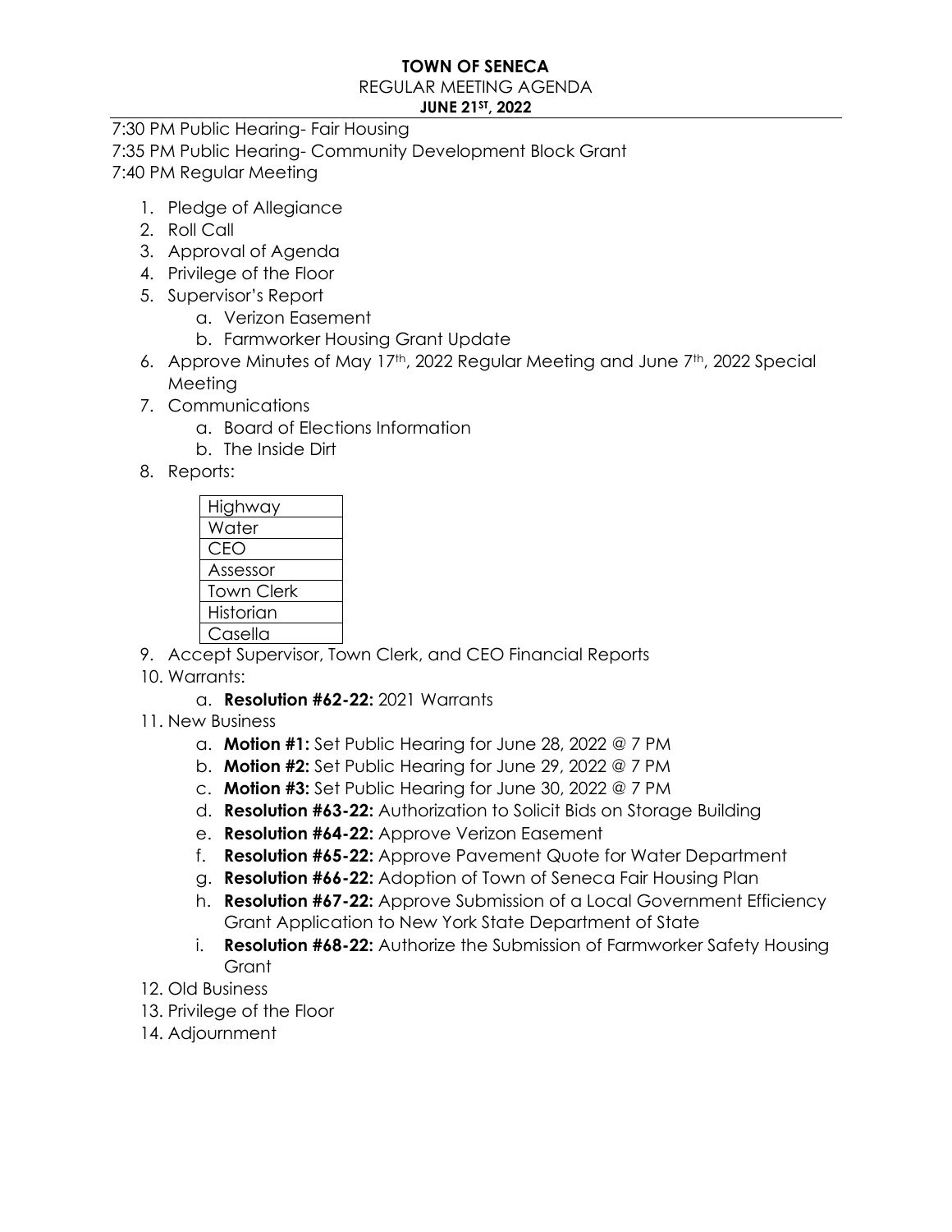**TOWN OF SENECA**

REGULAR MEETING AGENDA

**JUNE 21ST, 2022**

7:30 PM Public Hearing- Fair Housing

7:35 PM Public Hearing- Community Development Block Grant

7:40 PM Regular Meeting

1. Pledge of Allegiance
2. Roll Call
3. Approval of Agenda
4. Privilege of the Floor
5. Supervisor's Report
    a. Verizon Easement
    b. Farmworker Housing Grant Update
6. Approve Minutes of May 17th, 2022 Regular Meeting and June 7th, 2022 Special Meeting
7. Communications
    a. Board of Elections Information
    b. The Inside Dirt
8. Reports:

| Highway |
|---|
| Water |
| CEO |
| Assessor |
| Town Clerk |
| Historian |
| Casella |

9. Accept Supervisor, Town Clerk, and CEO Financial Reports
10. Warrants:
    a. **Resolution #62-22:** 2021 Warrants
11. New Business
    a. **Motion #1:** Set Public Hearing for June 28, 2022 @ 7 PM
    b. **Motion #2:** Set Public Hearing for June 29, 2022 @ 7 PM
    c. **Motion #3:** Set Public Hearing for June 30, 2022 @ 7 PM
    d. **Resolution #63-22:** Authorization to Solicit Bids on Storage Building
    e. **Resolution #64-22:** Approve Verizon Easement
    f. **Resolution #65-22:** Approve Pavement Quote for Water Department
    g. **Resolution #66-22:** Adoption of Town of Seneca Fair Housing Plan
    h. **Resolution #67-22:** Approve Submission of a Local Government Efficiency Grant Application to New York State Department of State
    i. **Resolution #68-22:** Authorize the Submission of Farmworker Safety Housing Grant
12. Old Business
13. Privilege of the Floor
14. Adjournment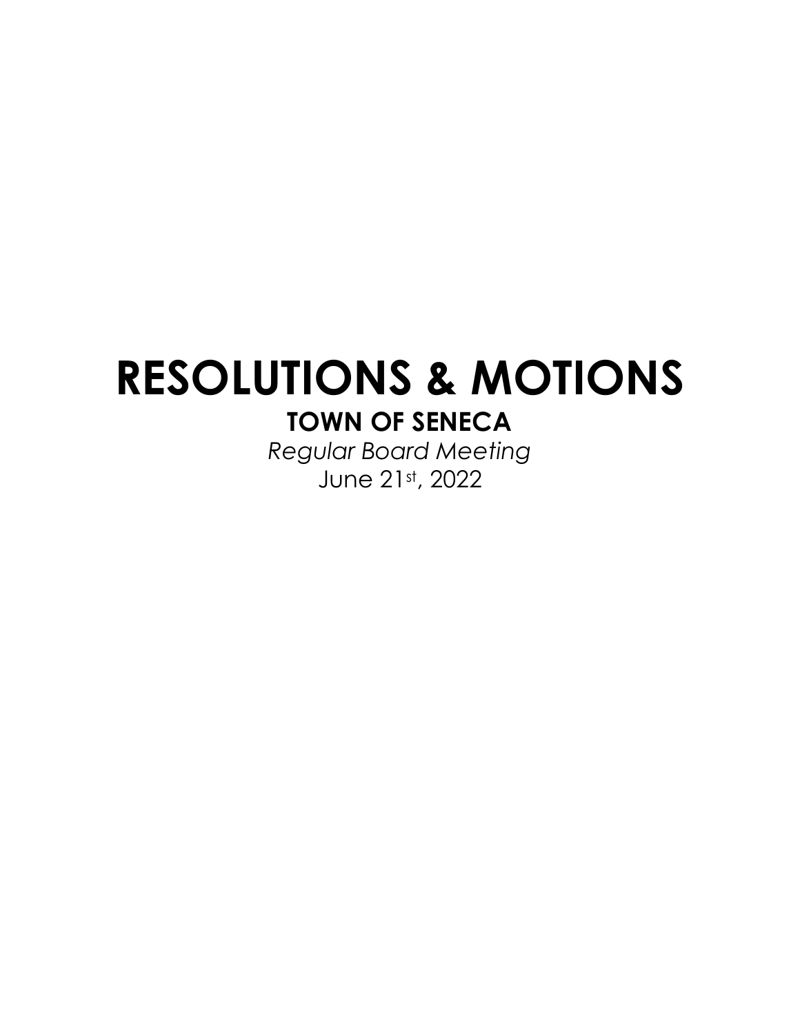# RESOLUTIONS & MOTIONS

## TOWN OF SENECA

*Regular Board Meeting*

June 21st, 2022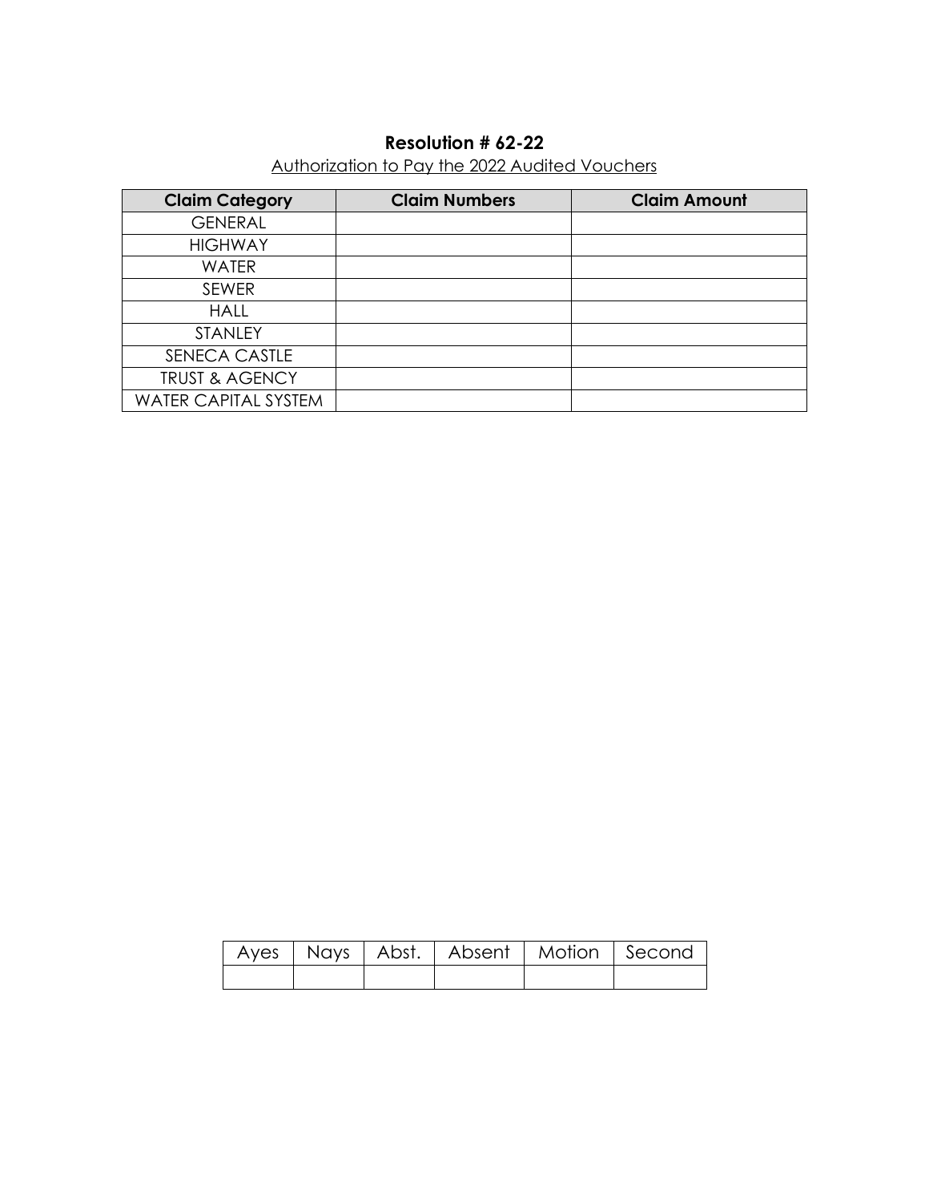**Resolution # 62-22**

Authorization to Pay the 2022 Audited Vouchers

| Claim Category | Claim Numbers | Claim Amount |
|---|---|---|
| GENERAL | | |
| HIGHWAY | | |
| WATER | | |
| SEWER | | |
| HALL | | |
| STANLEY | | |
| SENECA CASTLE | | |
| TRUST & AGENCY | | |
| WATER CAPITAL SYSTEM | | |

| Ayes | Nays | Abst. | Absent | Motion | Second |
|---|---|---|---|---|---|
| | | | | | |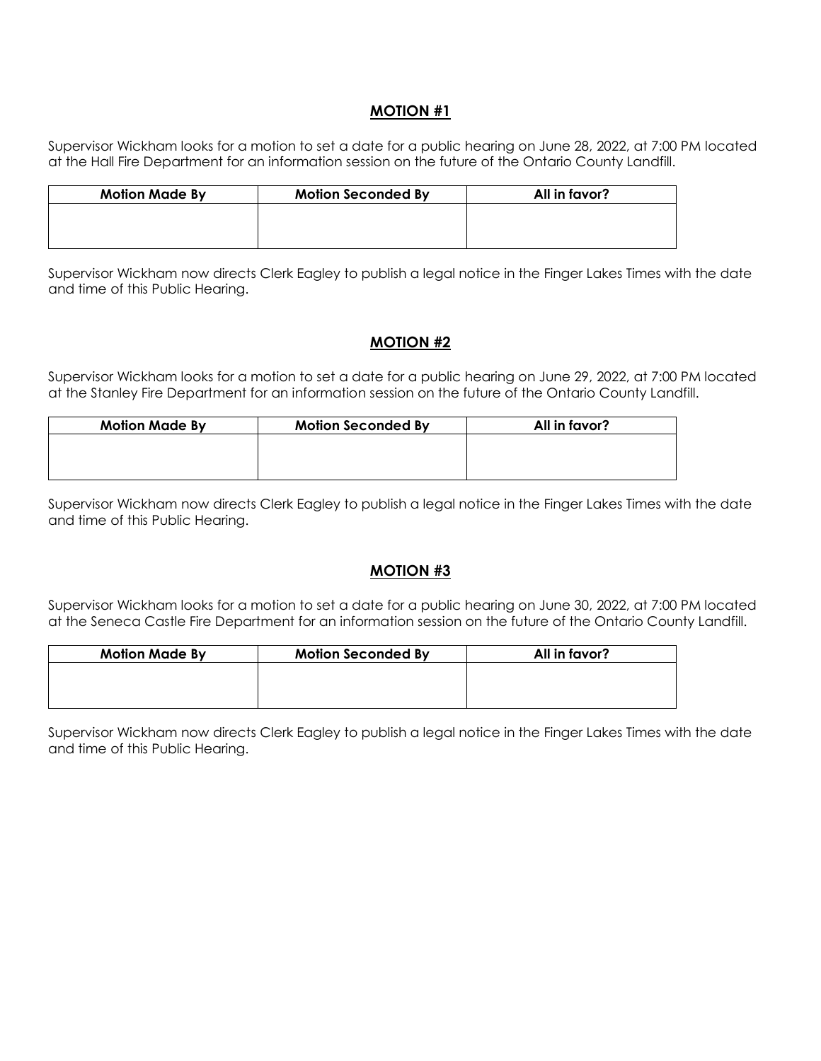## **MOTION #1**

Supervisor Wickham looks for a motion to set a date for a public hearing on June 28, 2022, at 7:00 PM located at the Hall Fire Department for an information session on the future of the Ontario County Landfill.

| Motion Made By | Motion Seconded By | All in favor? |
|---|---|---|
| | | |

Supervisor Wickham now directs Clerk Eagley to publish a legal notice in the Finger Lakes Times with the date and time of this Public Hearing.

## **MOTION #2**

Supervisor Wickham looks for a motion to set a date for a public hearing on June 29, 2022, at 7:00 PM located at the Stanley Fire Department for an information session on the future of the Ontario County Landfill.

| Motion Made By | Motion Seconded By | All in favor? |
|---|---|---|
| | | |

Supervisor Wickham now directs Clerk Eagley to publish a legal notice in the Finger Lakes Times with the date and time of this Public Hearing.

## **MOTION #3**

Supervisor Wickham looks for a motion to set a date for a public hearing on June 30, 2022, at 7:00 PM located at the Seneca Castle Fire Department for an information session on the future of the Ontario County Landfill.

| Motion Made By | Motion Seconded By | All in favor? |
|---|---|---|
| | | |

Supervisor Wickham now directs Clerk Eagley to publish a legal notice in the Finger Lakes Times with the date and time of this Public Hearing.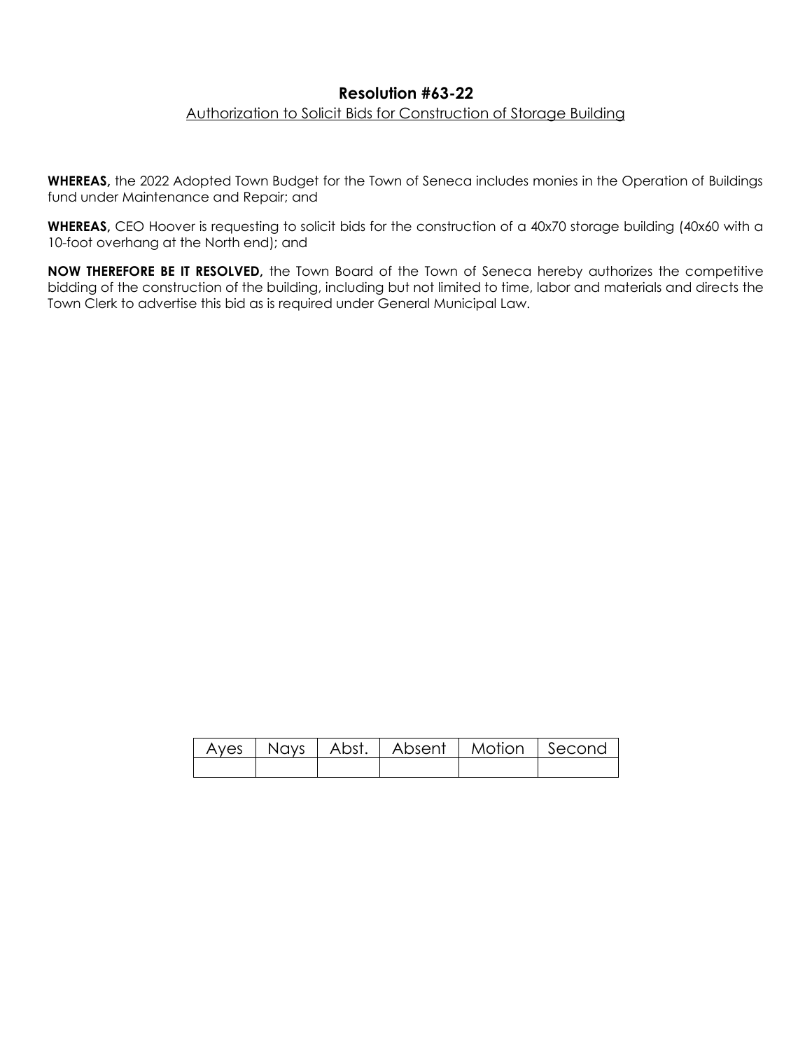# Resolution #63-22

Authorization to Solicit Bids for Construction of Storage Building

**WHEREAS,** the 2022 Adopted Town Budget for the Town of Seneca includes monies in the Operation of Buildings fund under Maintenance and Repair; and

**WHEREAS,** CEO Hoover is requesting to solicit bids for the construction of a 40x70 storage building (40x60 with a 10-foot overhang at the North end); and

**NOW THEREFORE BE IT RESOLVED,** the Town Board of the Town of Seneca hereby authorizes the competitive bidding of the construction of the building, including but not limited to time, labor and materials and directs the Town Clerk to advertise this bid as is required under General Municipal Law.

| Ayes | Nays | Abst. | Absent | Motion | Second |
|---|---|---|---|---|---|
| | | | | | |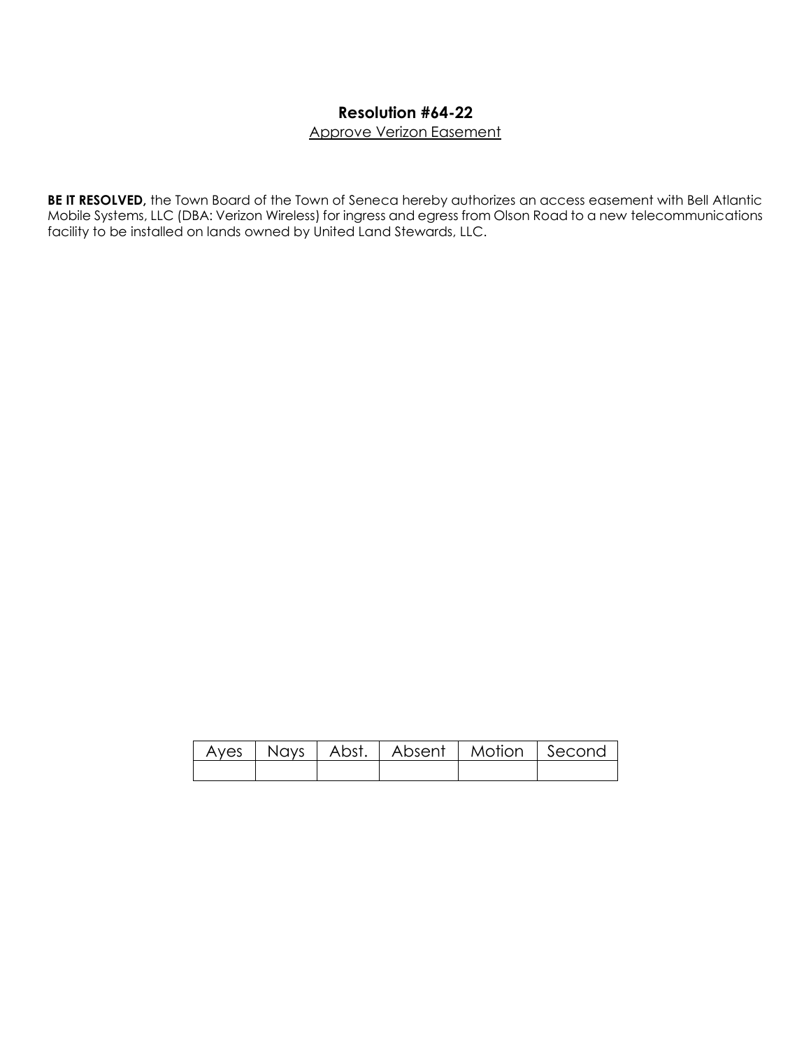**Resolution #64-22**

Approve Verizon Easement

**BE IT RESOLVED,** the Town Board of the Town of Seneca hereby authorizes an access easement with Bell Atlantic Mobile Systems, LLC (DBA: Verizon Wireless) for ingress and egress from Olson Road to a new telecommunications facility to be installed on lands owned by United Land Stewards, LLC.

| Ayes | Nays | Abst. | Absent | Motion | Second |
|---|---|---|---|---|---|
| | | | | | |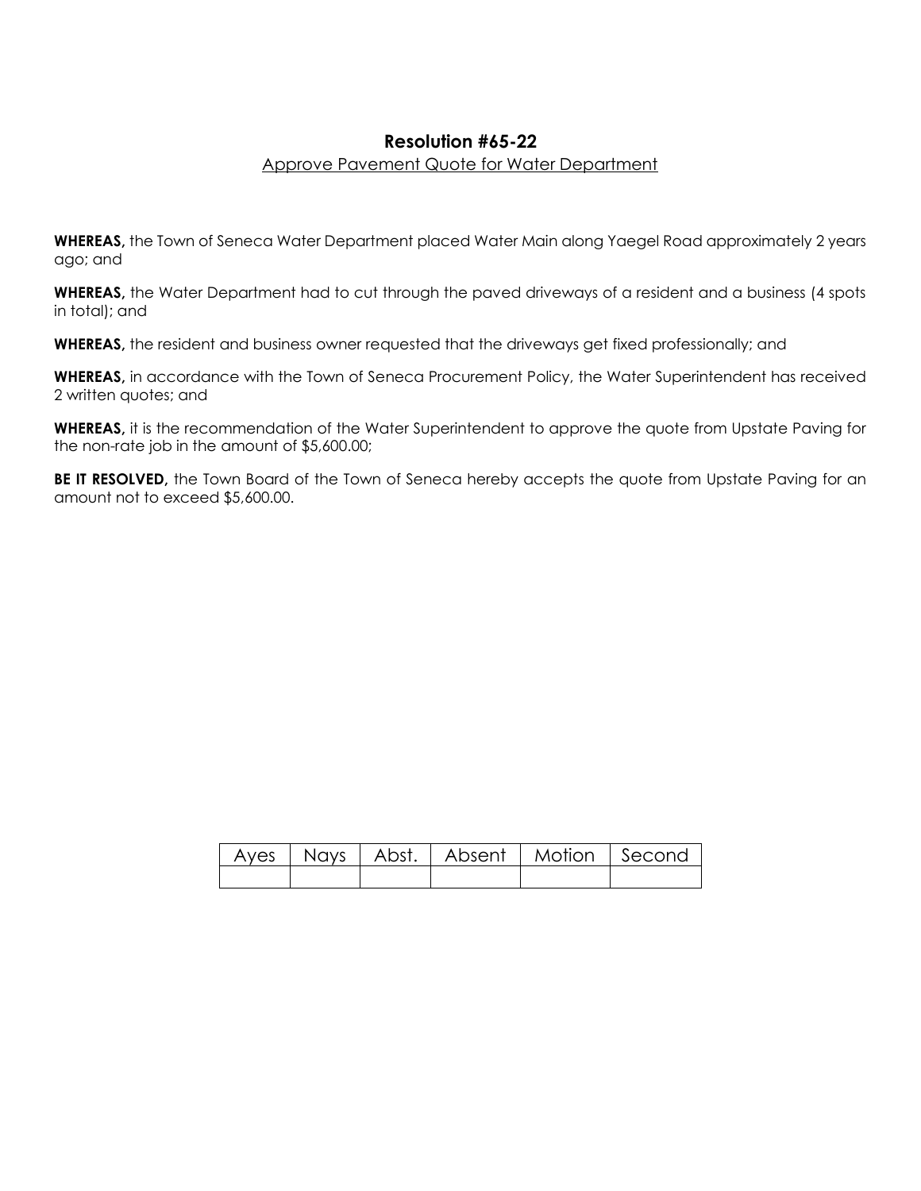## Resolution #65-22

Approve Pavement Quote for Water Department

**WHEREAS,** the Town of Seneca Water Department placed Water Main along Yaegel Road approximately 2 years ago; and

**WHEREAS,** the Water Department had to cut through the paved driveways of a resident and a business (4 spots in total); and

**WHEREAS,** the resident and business owner requested that the driveways get fixed professionally; and

**WHEREAS,** in accordance with the Town of Seneca Procurement Policy, the Water Superintendent has received 2 written quotes; and

**WHEREAS,** it is the recommendation of the Water Superintendent to approve the quote from Upstate Paving for the non-rate job in the amount of $5,600.00;

**BE IT RESOLVED,** the Town Board of the Town of Seneca hereby accepts the quote from Upstate Paving for an amount not to exceed $5,600.00.

| Ayes | Nays | Abst. | Absent | Motion | Second |
|---|---|---|---|---|---|
| | | | | | |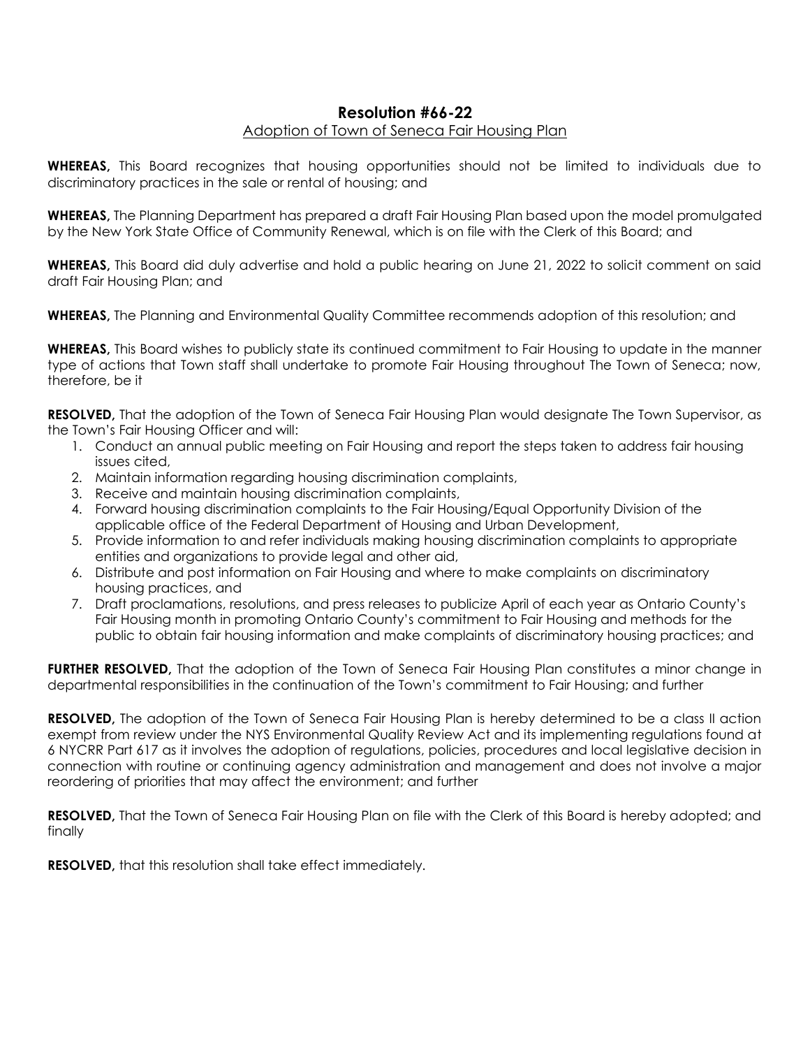# Resolution #66-22

Adoption of Town of Seneca Fair Housing Plan

**WHEREAS,** This Board recognizes that housing opportunities should not be limited to individuals due to discriminatory practices in the sale or rental of housing; and

**WHEREAS,** The Planning Department has prepared a draft Fair Housing Plan based upon the model promulgated by the New York State Office of Community Renewal, which is on file with the Clerk of this Board; and

**WHEREAS,** This Board did duly advertise and hold a public hearing on June 21, 2022 to solicit comment on said draft Fair Housing Plan; and

**WHEREAS,** The Planning and Environmental Quality Committee recommends adoption of this resolution; and

**WHEREAS,** This Board wishes to publicly state its continued commitment to Fair Housing to update in the manner type of actions that Town staff shall undertake to promote Fair Housing throughout The Town of Seneca; now, therefore, be it

**RESOLVED,** That the adoption of the Town of Seneca Fair Housing Plan would designate The Town Supervisor, as the Town's Fair Housing Officer and will:

1. Conduct an annual public meeting on Fair Housing and report the steps taken to address fair housing issues cited,
2. Maintain information regarding housing discrimination complaints,
3. Receive and maintain housing discrimination complaints,
4. Forward housing discrimination complaints to the Fair Housing/Equal Opportunity Division of the applicable office of the Federal Department of Housing and Urban Development,
5. Provide information to and refer individuals making housing discrimination complaints to appropriate entities and organizations to provide legal and other aid,
6. Distribute and post information on Fair Housing and where to make complaints on discriminatory housing practices, and
7. Draft proclamations, resolutions, and press releases to publicize April of each year as Ontario County's Fair Housing month in promoting Ontario County's commitment to Fair Housing and methods for the public to obtain fair housing information and make complaints of discriminatory housing practices; and

**FURTHER RESOLVED,** That the adoption of the Town of Seneca Fair Housing Plan constitutes a minor change in departmental responsibilities in the continuation of the Town's commitment to Fair Housing; and further

**RESOLVED,** The adoption of the Town of Seneca Fair Housing Plan is hereby determined to be a class II action exempt from review under the NYS Environmental Quality Review Act and its implementing regulations found at 6 NYCRR Part 617 as it involves the adoption of regulations, policies, procedures and local legislative decision in connection with routine or continuing agency administration and management and does not involve a major reordering of priorities that may affect the environment; and further

**RESOLVED,** That the Town of Seneca Fair Housing Plan on file with the Clerk of this Board is hereby adopted; and finally

**RESOLVED,** that this resolution shall take effect immediately.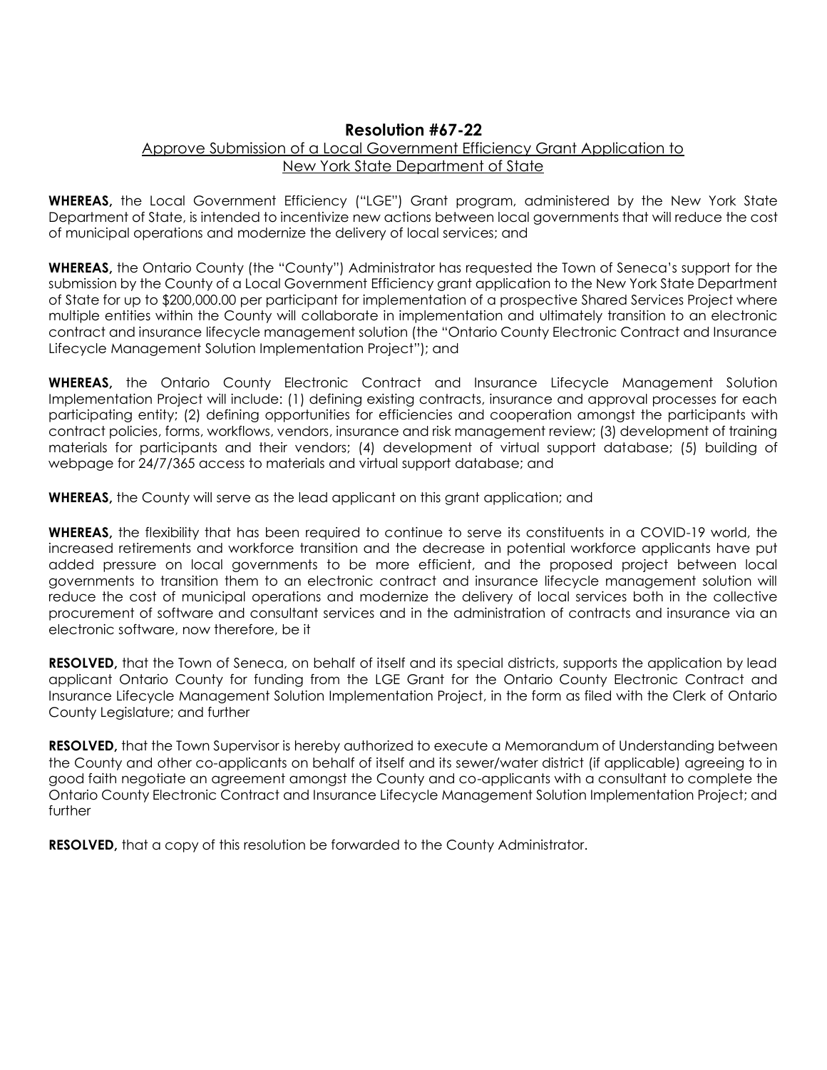## Resolution #67-22

Approve Submission of a Local Government Efficiency Grant Application to New York State Department of State

**WHEREAS,** the Local Government Efficiency ("LGE") Grant program, administered by the New York State Department of State, is intended to incentivize new actions between local governments that will reduce the cost of municipal operations and modernize the delivery of local services; and

**WHEREAS,** the Ontario County (the "County") Administrator has requested the Town of Seneca's support for the submission by the County of a Local Government Efficiency grant application to the New York State Department of State for up to $200,000.00 per participant for implementation of a prospective Shared Services Project where multiple entities within the County will collaborate in implementation and ultimately transition to an electronic contract and insurance lifecycle management solution (the "Ontario County Electronic Contract and Insurance Lifecycle Management Solution Implementation Project"); and

**WHEREAS,** the Ontario County Electronic Contract and Insurance Lifecycle Management Solution Implementation Project will include: (1) defining existing contracts, insurance and approval processes for each participating entity; (2) defining opportunities for efficiencies and cooperation amongst the participants with contract policies, forms, workflows, vendors, insurance and risk management review; (3) development of training materials for participants and their vendors; (4) development of virtual support database; (5) building of webpage for 24/7/365 access to materials and virtual support database; and

**WHEREAS,** the County will serve as the lead applicant on this grant application; and

**WHEREAS,** the flexibility that has been required to continue to serve its constituents in a COVID-19 world, the increased retirements and workforce transition and the decrease in potential workforce applicants have put added pressure on local governments to be more efficient, and the proposed project between local governments to transition them to an electronic contract and insurance lifecycle management solution will reduce the cost of municipal operations and modernize the delivery of local services both in the collective procurement of software and consultant services and in the administration of contracts and insurance via an electronic software, now therefore, be it

**RESOLVED,** that the Town of Seneca, on behalf of itself and its special districts, supports the application by lead applicant Ontario County for funding from the LGE Grant for the Ontario County Electronic Contract and Insurance Lifecycle Management Solution Implementation Project, in the form as filed with the Clerk of Ontario County Legislature; and further

**RESOLVED,** that the Town Supervisor is hereby authorized to execute a Memorandum of Understanding between the County and other co-applicants on behalf of itself and its sewer/water district (if applicable) agreeing to in good faith negotiate an agreement amongst the County and co-applicants with a consultant to complete the Ontario County Electronic Contract and Insurance Lifecycle Management Solution Implementation Project; and further

**RESOLVED,** that a copy of this resolution be forwarded to the County Administrator.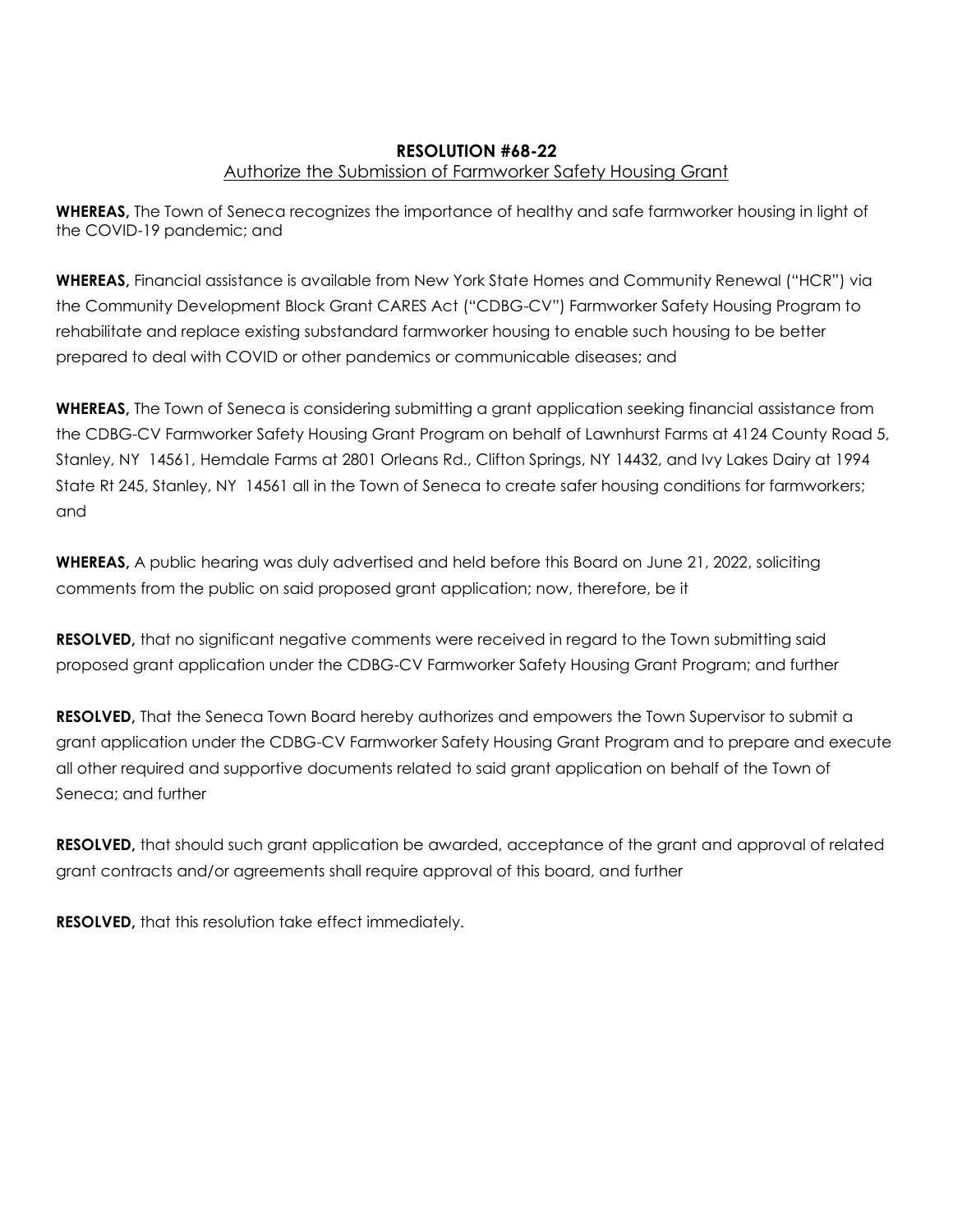**RESOLUTION #68-22**

Authorize the Submission of Farmworker Safety Housing Grant

**WHEREAS,** The Town of Seneca recognizes the importance of healthy and safe farmworker housing in light of the COVID-19 pandemic; and

**WHEREAS,** Financial assistance is available from New York State Homes and Community Renewal ("HCR") via the Community Development Block Grant CARES Act ("CDBG-CV") Farmworker Safety Housing Program to rehabilitate and replace existing substandard farmworker housing to enable such housing to be better prepared to deal with COVID or other pandemics or communicable diseases; and

**WHEREAS,** The Town of Seneca is considering submitting a grant application seeking financial assistance from the CDBG-CV Farmworker Safety Housing Grant Program on behalf of Lawnhurst Farms at 4124 County Road 5, Stanley, NY 14561, Hemdale Farms at 2801 Orleans Rd., Clifton Springs, NY 14432, and Ivy Lakes Dairy at 1994 State Rt 245, Stanley, NY 14561 all in the Town of Seneca to create safer housing conditions for farmworkers; and

**WHEREAS,** A public hearing was duly advertised and held before this Board on June 21, 2022, soliciting comments from the public on said proposed grant application; now, therefore, be it

**RESOLVED,** that no significant negative comments were received in regard to the Town submitting said proposed grant application under the CDBG-CV Farmworker Safety Housing Grant Program; and further

**RESOLVED,** That the Seneca Town Board hereby authorizes and empowers the Town Supervisor to submit a grant application under the CDBG-CV Farmworker Safety Housing Grant Program and to prepare and execute all other required and supportive documents related to said grant application on behalf of the Town of Seneca; and further

**RESOLVED,** that should such grant application be awarded, acceptance of the grant and approval of related grant contracts and/or agreements shall require approval of this board, and further

**RESOLVED,** that this resolution take effect immediately.